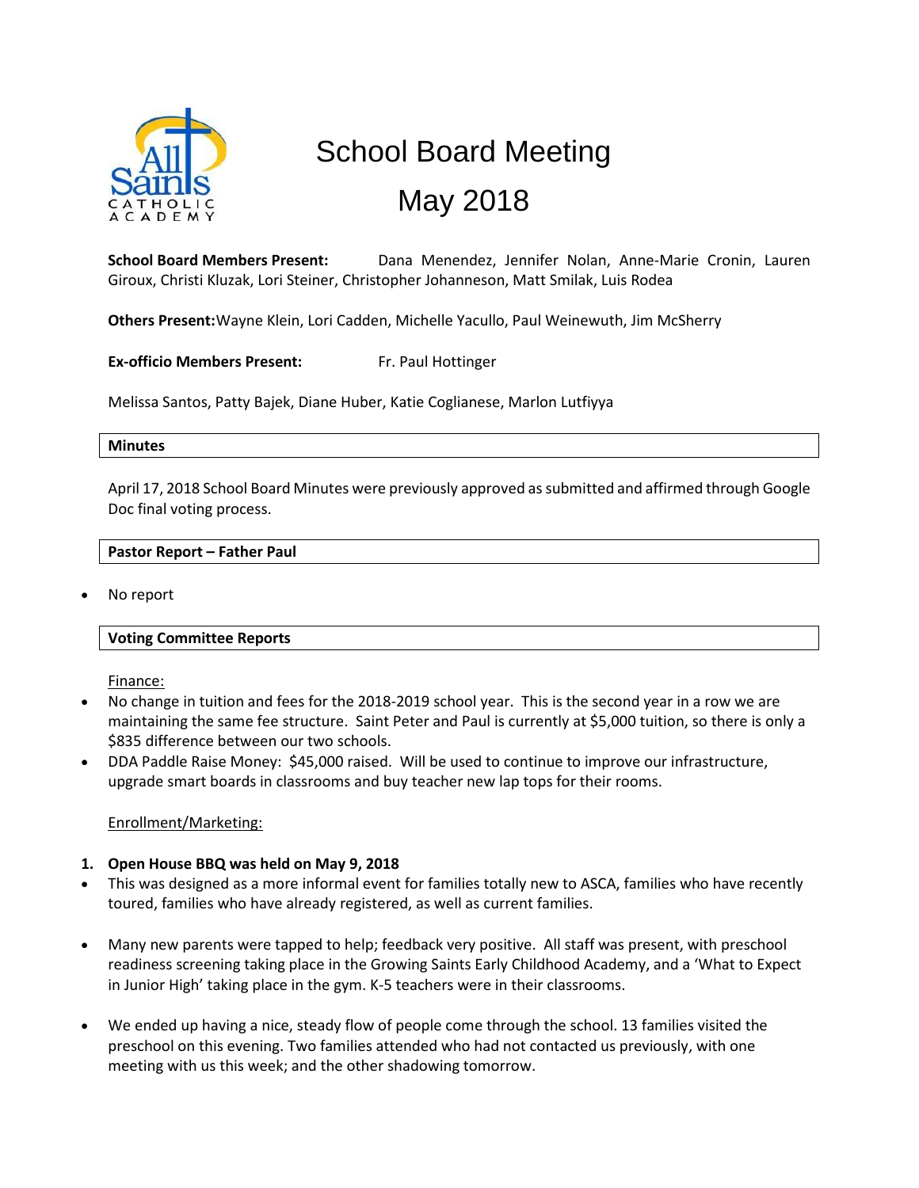# School Board Meeting

# May 2018

**School Board Members Present:** Dana Menendez, Jennifer Nolan, Anne-Marie Cronin, Lauren Giroux, Christi Kluzak, Lori Steiner, Christopher Johanneson, Matt Smilak, Luis Rodea

**Others Present:** Wayne Klein, Lori Cadden, Michelle Yacullo, Paul Weinewuth, Jim McSherry

**Ex-officio Members Present:** Fr. Paul Hottinger

Melissa Santos, Patty Bajek, Diane Huber, Katie Coglianese, Marlon Lutfiyya

**Minutes**

April 17, 2018 School Board Minutes were previously approved as submitted and affirmed through Google Doc final voting process.

**Pastor Report – Father Paul**

- No report

**Voting Committee Reports**

Finance:

- No change in tuition and fees for the 2018-2019 school year. This is the second year in a row we are maintaining the same fee structure. Saint Peter and Paul is currently at $5,000 tuition, so there is only a $835 difference between our two schools.
- DDA Paddle Raise Money: $45,000 raised. Will be used to continue to improve our infrastructure, upgrade smart boards in classrooms and buy teacher new lap tops for their rooms.

Enrollment/Marketing:

1. **Open House BBQ was held on May 9, 2018**

- This was designed as a more informal event for families totally new to ASCA, families who have recently toured, families who have already registered, as well as current families.
- Many new parents were tapped to help; feedback very positive. All staff was present, with preschool readiness screening taking place in the Growing Saints Early Childhood Academy, and a 'What to Expect in Junior High' taking place in the gym. K-5 teachers were in their classrooms.
- We ended up having a nice, steady flow of people come through the school. 13 families visited the preschool on this evening. Two families attended who had not contacted us previously, with one meeting with us this week; and the other shadowing tomorrow.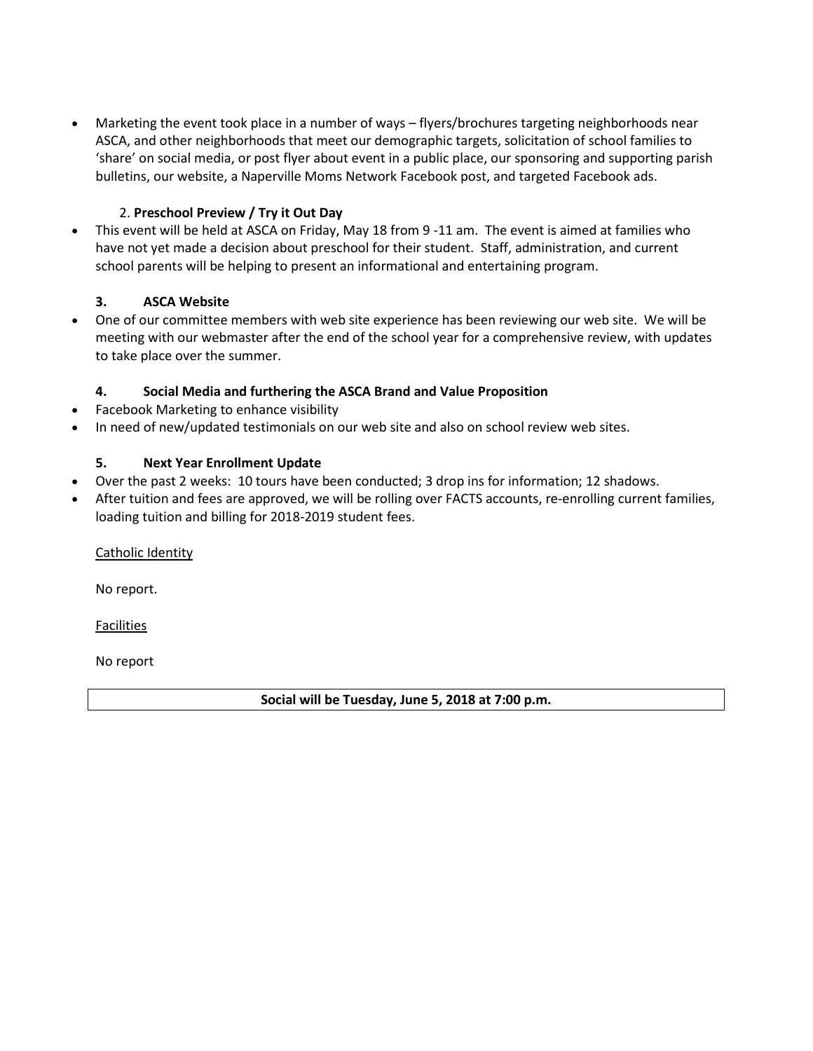- Marketing the event took place in a number of ways – flyers/brochures targeting neighborhoods near ASCA, and other neighborhoods that meet our demographic targets, solicitation of school families to 'share' on social media, or post flyer about event in a public place, our sponsoring and supporting parish bulletins, our website, a Naperville Moms Network Facebook post, and targeted Facebook ads.

2. **Preschool Preview / Try it Out Day**

- This event will be held at ASCA on Friday, May 18 from 9 -11 am. The event is aimed at families who have not yet made a decision about preschool for their student. Staff, administration, and current school parents will be helping to present an informational and entertaining program.

**3. ASCA Website**

- One of our committee members with web site experience has been reviewing our web site. We will be meeting with our webmaster after the end of the school year for a comprehensive review, with updates to take place over the summer.

**4. Social Media and furthering the ASCA Brand and Value Proposition**

- Facebook Marketing to enhance visibility
- In need of new/updated testimonials on our web site and also on school review web sites.

**5. Next Year Enrollment Update**

- Over the past 2 weeks: 10 tours have been conducted; 3 drop ins for information; 12 shadows.
- After tuition and fees are approved, we will be rolling over FACTS accounts, re-enrolling current families, loading tuition and billing for 2018-2019 student fees.

<u>Catholic Identity</u>

No report.

<u>Facilities</u>

No report

**Social will be Tuesday, June 5, 2018 at 7:00 p.m.**